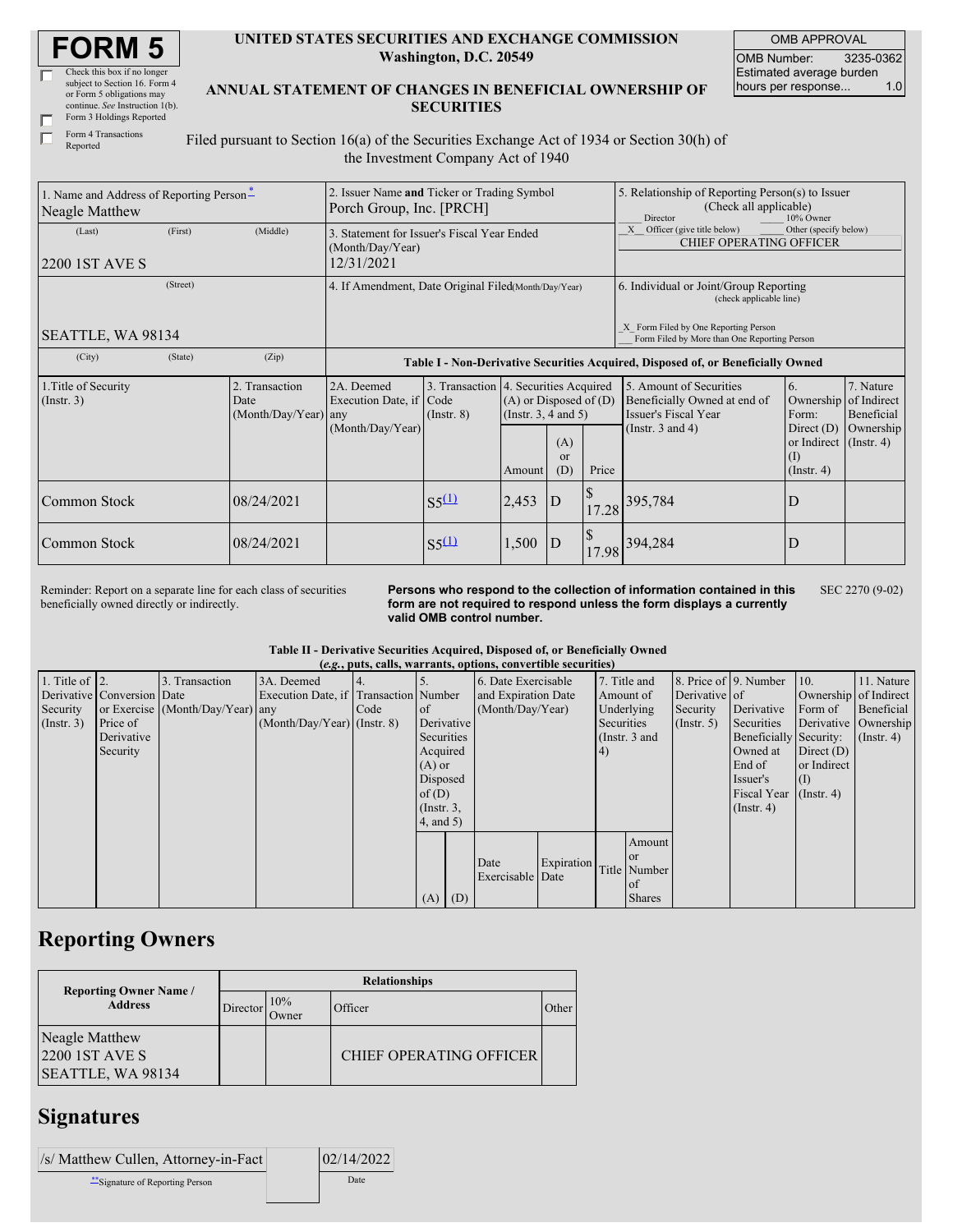# FORM 5

☐ Check this box if no longer subject to Section 16. Form 4 or Form 5 obligations may continue. *See* Instruction 1(b).

☐ Form 3 Holdings Reported

☐ Form 4 Transactions Reported

**UNITED STATES SECURITIES AND EXCHANGE COMMISSION**
**Washington, D.C. 20549**

**ANNUAL STATEMENT OF CHANGES IN BENEFICIAL OWNERSHIP OF SECURITIES**

| OMB APPROVAL | |
|---|---|
| OMB Number: | 3235-0362 |
| Estimated average burden hours per response... | 1.0 |

Filed pursuant to Section 16(a) of the Securities Exchange Act of 1934 or Section 30(h) of the Investment Company Act of 1940

1. Name and Address of Reporting Person*
Neagle Matthew
(Last) (First) (Middle)
2200 1ST AVE S
(Street)
SEATTLE, WA 98134
(City) (State) (Zip)

2. Issuer Name **and** Ticker or Trading Symbol
Porch Group, Inc. [PRCH]

3. Statement for Issuer's Fiscal Year Ended (Month/Day/Year)
12/31/2021

4. If Amendment, Date Original Filed(Month/Day/Year)

5. Relationship of Reporting Person(s) to Issuer (Check all applicable)
___ Director ___ 10% Owner
_X_ Officer (give title below) ___ Other (specify below)
CHIEF OPERATING OFFICER

6. Individual or Joint/Group Reporting (check applicable line)
_X_ Form Filed by One Reporting Person
___ Form Filed by More than One Reporting Person

**Table I - Non-Derivative Securities Acquired, Disposed of, or Beneficially Owned**

| 1.Title of Security (Instr. 3) | 2. Transaction Date (Month/Day/Year) | 2A. Deemed Execution Date, if any (Month/Day/Year) | 3. Transaction Code (Instr. 8) | 4. Securities Acquired (A) or Disposed of (D) (Instr. 3, 4 and 5) | | | 5. Amount of Securities Beneficially Owned at end of Issuer's Fiscal Year (Instr. 3 and 4) | 6. Ownership Form: Direct (D) or Indirect (I) (Instr. 4) | 7. Nature of Indirect Beneficial Ownership (Instr. 4) |
|---|---|---|---|---|---|---|---|---|---|
| | | | | Amount | (A) or (D) | Price | | | |
| Common Stock | 08/24/2021 | | S5[(1)] | 2,453 | D | $ 17.28 | 395,784 | D | |
| Common Stock | 08/24/2021 | | S5[(1)] | 1,500 | D | $ 17.98 | 394,284 | D | |

Reminder: Report on a separate line for each class of securities beneficially owned directly or indirectly.

**Persons who respond to the collection of information contained in this form are not required to respond unless the form displays a currently valid OMB control number.**

SEC 2270 (9-02)

**Table II - Derivative Securities Acquired, Disposed of, or Beneficially Owned**
**(*e.g.*, puts, calls, warrants, options, convertible securities)**

| 1. Title of Derivative Security (Instr. 3) | 2. Conversion or Exercise Price of Derivative Security | 3. Transaction Date (Month/Day/Year) | 3A. Deemed Execution Date, if any (Month/Day/Year) | 4. Transaction Code (Instr. 8) | 5. Number of Derivative Securities Acquired (A) or Disposed of (D) (Instr. 3, 4, and 5) | | 6. Date Exercisable and Expiration Date (Month/Day/Year) | | 7. Title and Amount of Underlying Securities (Instr. 3 and 4) | | 8. Price of Derivative Security (Instr. 5) | 9. Number of Derivative Securities Beneficially Owned at End of Issuer's Fiscal Year (Instr. 4) | 10. Ownership Form of Derivative Security: Direct (D) or Indirect (I) (Instr. 4) | 11. Nature of Indirect Beneficial Ownership (Instr. 4) |
|---|---|---|---|---|---|---|---|---|---|---|---|---|---|---|
| | | | | | (A) | (D) | Date Exercisable | Expiration Date | Title | Amount or Number of Shares | | | | |

## Reporting Owners

| Reporting Owner Name / Address | Relationships | | | |
|---|---|---|---|---|
| | Director | 10% Owner | Officer | Other |
| Neagle Matthew<br>2200 1ST AVE S<br>SEATTLE, WA 98134 | | | CHIEF OPERATING OFFICER | |

## Signatures

| /s/ Matthew Cullen, Attorney-in-Fact | 02/14/2022 |
|---|---|
| **Signature of Reporting Person | Date |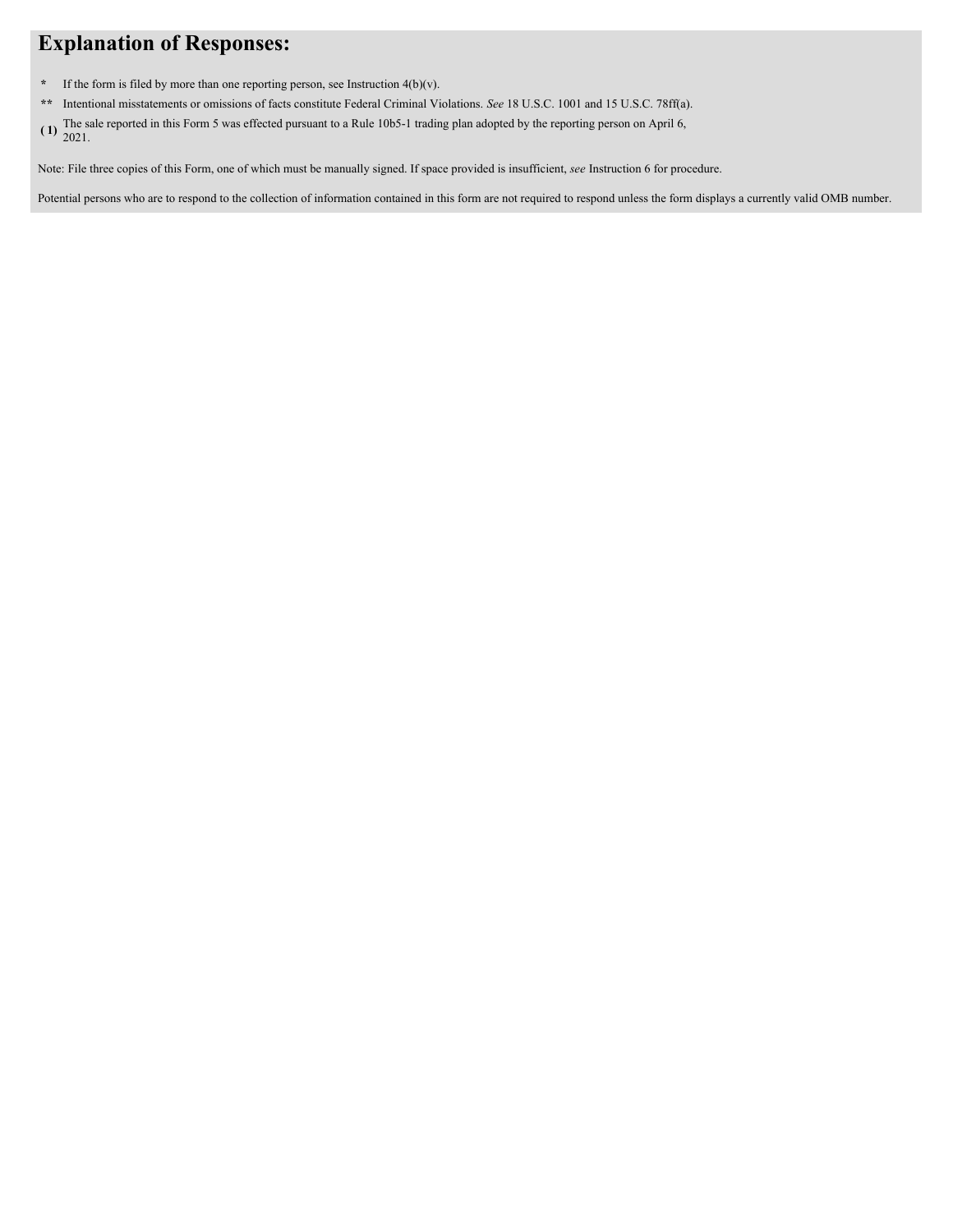# Explanation of Responses:

\* If the form is filed by more than one reporting person, see Instruction 4(b)(v).

\*\* Intentional misstatements or omissions of facts constitute Federal Criminal Violations. *See* 18 U.S.C. 1001 and 15 U.S.C. 78ff(a).

( 1) The sale reported in this Form 5 was effected pursuant to a Rule 10b5-1 trading plan adopted by the reporting person on April 6, 2021.

Note: File three copies of this Form, one of which must be manually signed. If space provided is insufficient, *see* Instruction 6 for procedure.

Potential persons who are to respond to the collection of information contained in this form are not required to respond unless the form displays a currently valid OMB number.